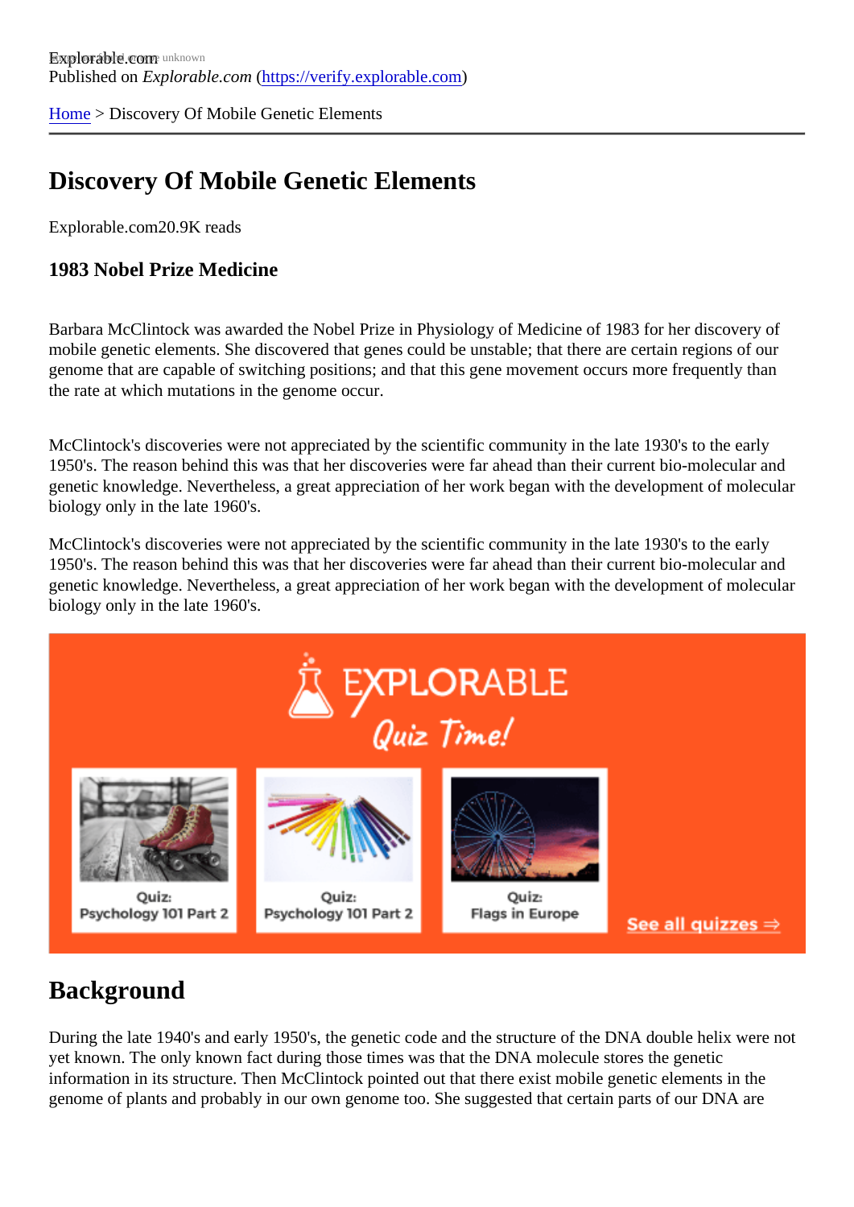Explorable.com
Published on *Explorable.com* (https://verify.explorable.com)

Home > Discovery Of Mobile Genetic Elements

# Discovery Of Mobile Genetic Elements

Explorable.com20.9K reads

### 1983 Nobel Prize Medicine

Barbara McClintock was awarded the Nobel Prize in Physiology of Medicine of 1983 for her discovery of mobile genetic elements. She discovered that genes could be unstable; that there are certain regions of our genome that are capable of switching positions; and that this gene movement occurs more frequently than the rate at which mutations in the genome occur.

McClintock's discoveries were not appreciated by the scientific community in the late 1930's to the early 1950's. The reason behind this was that her discoveries were far ahead than their current bio-molecular and genetic knowledge. Nevertheless, a great appreciation of her work began with the development of molecular biology only in the late 1960's.

McClintock's discoveries were not appreciated by the scientific community in the late 1930's to the early 1950's. The reason behind this was that her discoveries were far ahead than their current bio-molecular and genetic knowledge. Nevertheless, a great appreciation of her work began with the development of molecular biology only in the late 1960's.

## Background

During the late 1940's and early 1950's, the genetic code and the structure of the DNA double helix were not yet known. The only known fact during those times was that the DNA molecule stores the genetic information in its structure. Then McClintock pointed out that there exist mobile genetic elements in the genome of plants and probably in our own genome too. She suggested that certain parts of our DNA are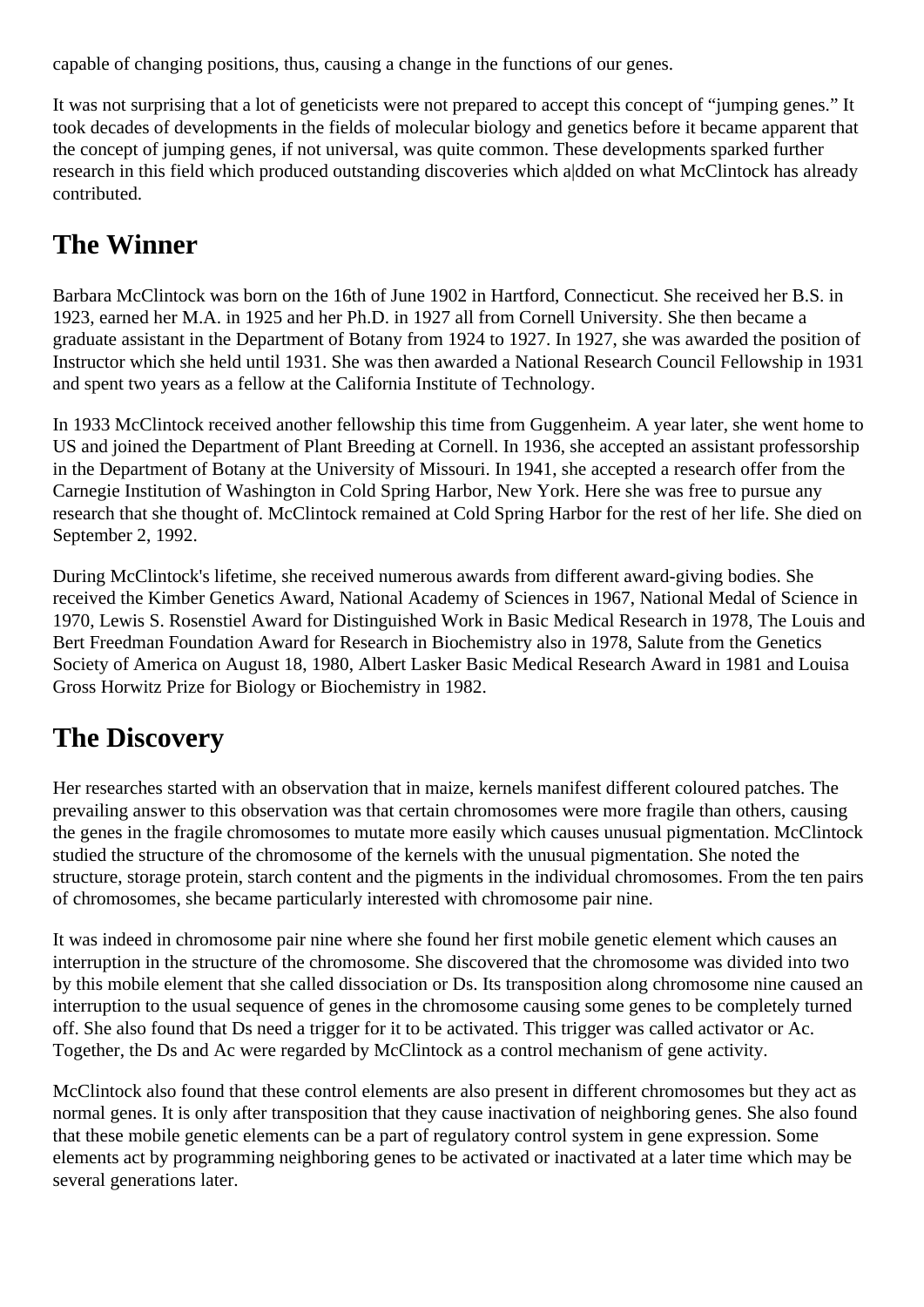capable of changing positions, thus, causing a change in the functions of our genes.

It was not surprising that a lot of geneticists were not prepared to accept this concept of "jumping genes." It took decades of developments in the fields of molecular biology and genetics before it became apparent that the concept of jumping genes, if not universal, was quite common. These developments sparked further research in this field which produced outstanding discoveries which a|dded on what McClintock has already contributed.

## The Winner

Barbara McClintock was born on the 16th of June 1902 in Hartford, Connecticut. She received her B.S. in 1923, earned her M.A. in 1925 and her Ph.D. in 1927 all from Cornell University. She then became a graduate assistant in the Department of Botany from 1924 to 1927. In 1927, she was awarded the position of Instructor which she held until 1931. She was then awarded a National Research Council Fellowship in 1931 and spent two years as a fellow at the California Institute of Technology.

In 1933 McClintock received another fellowship this time from Guggenheim. A year later, she went home to US and joined the Department of Plant Breeding at Cornell. In 1936, she accepted an assistant professorship in the Department of Botany at the University of Missouri. In 1941, she accepted a research offer from the Carnegie Institution of Washington in Cold Spring Harbor, New York. Here she was free to pursue any research that she thought of. McClintock remained at Cold Spring Harbor for the rest of her life. She died on September 2, 1992.

During McClintock's lifetime, she received numerous awards from different award-giving bodies. She received the Kimber Genetics Award, National Academy of Sciences in 1967, National Medal of Science in 1970, Lewis S. Rosenstiel Award for Distinguished Work in Basic Medical Research in 1978, The Louis and Bert Freedman Foundation Award for Research in Biochemistry also in 1978, Salute from the Genetics Society of America on August 18, 1980, Albert Lasker Basic Medical Research Award in 1981 and Louisa Gross Horwitz Prize for Biology or Biochemistry in 1982.

## The Discovery

Her researches started with an observation that in maize, kernels manifest different coloured patches. The prevailing answer to this observation was that certain chromosomes were more fragile than others, causing the genes in the fragile chromosomes to mutate more easily which causes unusual pigmentation. McClintock studied the structure of the chromosome of the kernels with the unusual pigmentation. She noted the structure, storage protein, starch content and the pigments in the individual chromosomes. From the ten pairs of chromosomes, she became particularly interested with chromosome pair nine.

It was indeed in chromosome pair nine where she found her first mobile genetic element which causes an interruption in the structure of the chromosome. She discovered that the chromosome was divided into two by this mobile element that she called dissociation or Ds. Its transposition along chromosome nine caused an interruption to the usual sequence of genes in the chromosome causing some genes to be completely turned off. She also found that Ds need a trigger for it to be activated. This trigger was called activator or Ac. Together, the Ds and Ac were regarded by McClintock as a control mechanism of gene activity.

McClintock also found that these control elements are also present in different chromosomes but they act as normal genes. It is only after transposition that they cause inactivation of neighboring genes. She also found that these mobile genetic elements can be a part of regulatory control system in gene expression. Some elements act by programming neighboring genes to be activated or inactivated at a later time which may be several generations later.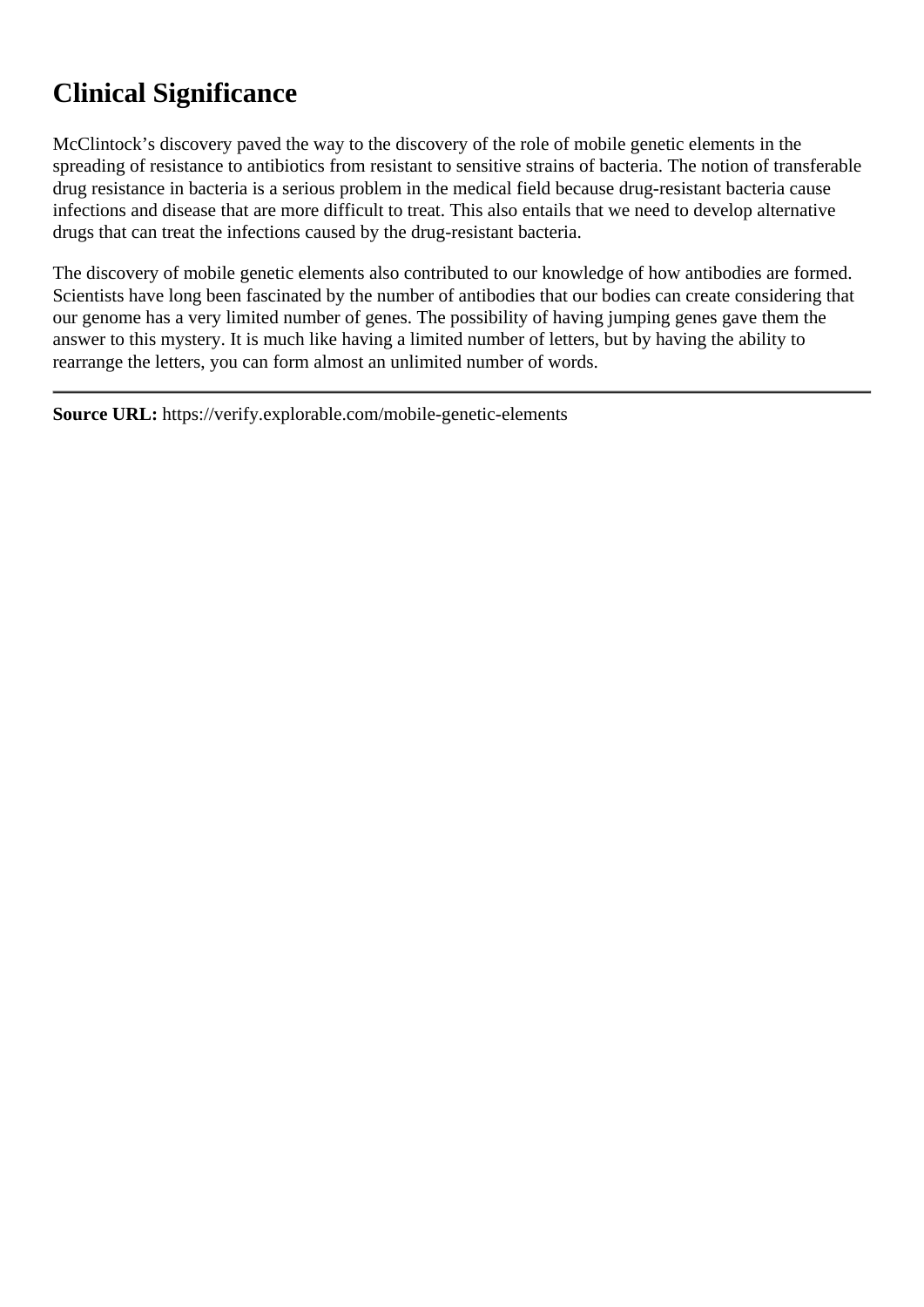## Clinical Significance

McClintock's discovery paved the way to the discovery of the role of mobile genetic elements in the spreading of resistance to antibiotics from resistant to sensitive strains of bacteria. The notion of transferable drug resistance in bacteria is a serious problem in the medical field because drug-resistant bacteria cause infections and disease that are more difficult to treat. This also entails that we need to develop alternative drugs that can treat the infections caused by the drug-resistant bacteria.

The discovery of mobile genetic elements also contributed to our knowledge of how antibodies are formed. Scientists have long been fascinated by the number of antibodies that our bodies can create considering that our genome has a very limited number of genes. The possibility of having jumping genes gave them the answer to this mystery. It is much like having a limited number of letters, but by having the ability to rearrange the letters, you can form almost an unlimited number of words.

---

**Source URL:** https://verify.explorable.com/mobile-genetic-elements